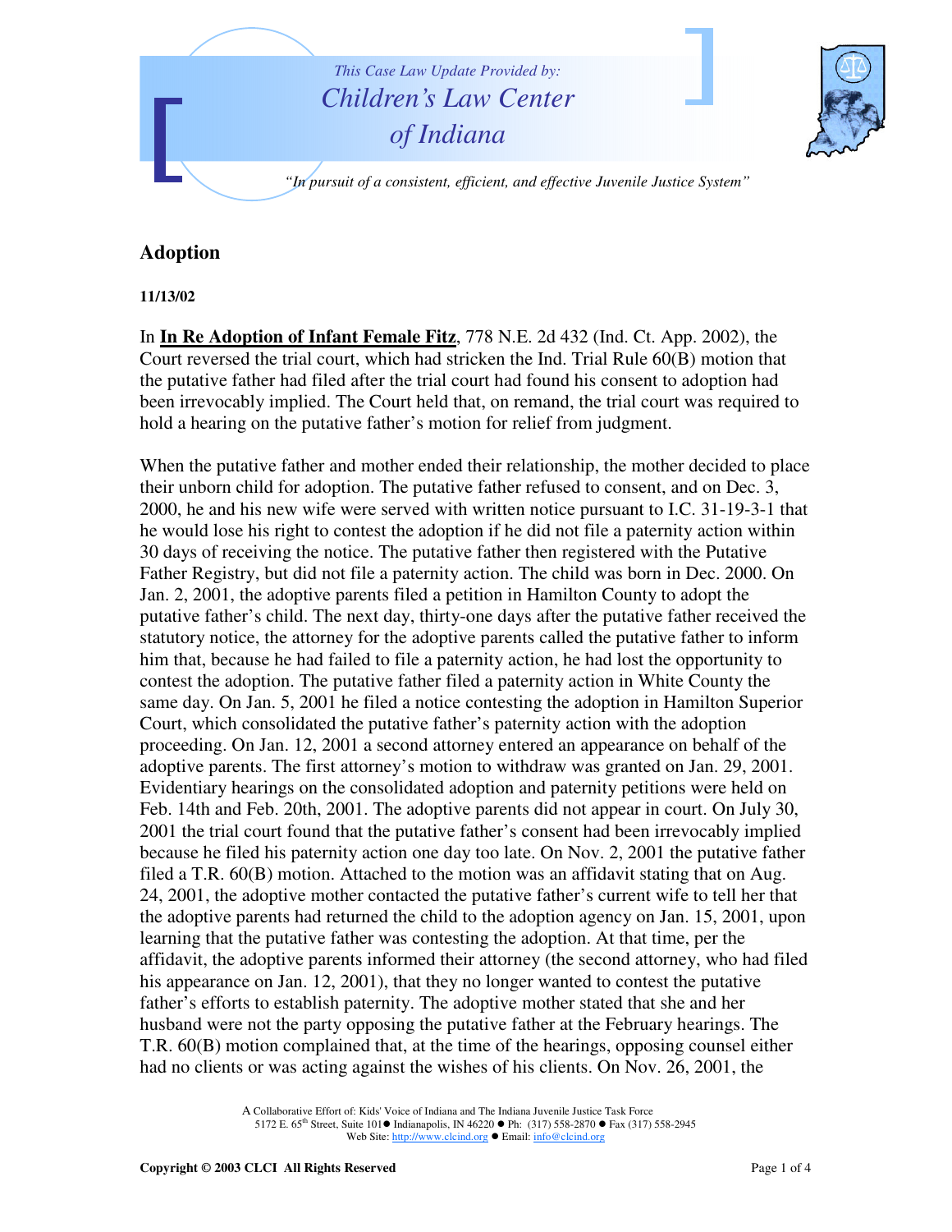This Case Law Update Provided by:
Children's Law Center of Indiana

*"In pursuit of a consistent, efficient, and effective Juvenile Justice System"*

## Adoption

**11/13/02**

In **In Re Adoption of Infant Female Fitz**, 778 N.E. 2d 432 (Ind. Ct. App. 2002), the Court reversed the trial court, which had stricken the Ind. Trial Rule 60(B) motion that the putative father had filed after the trial court had found his consent to adoption had been irrevocably implied. The Court held that, on remand, the trial court was required to hold a hearing on the putative father's motion for relief from judgment.

When the putative father and mother ended their relationship, the mother decided to place their unborn child for adoption. The putative father refused to consent, and on Dec. 3, 2000, he and his new wife were served with written notice pursuant to I.C. 31-19-3-1 that he would lose his right to contest the adoption if he did not file a paternity action within 30 days of receiving the notice. The putative father then registered with the Putative Father Registry, but did not file a paternity action. The child was born in Dec. 2000. On Jan. 2, 2001, the adoptive parents filed a petition in Hamilton County to adopt the putative father's child. The next day, thirty-one days after the putative father received the statutory notice, the attorney for the adoptive parents called the putative father to inform him that, because he had failed to file a paternity action, he had lost the opportunity to contest the adoption. The putative father filed a paternity action in White County the same day. On Jan. 5, 2001 he filed a notice contesting the adoption in Hamilton Superior Court, which consolidated the putative father's paternity action with the adoption proceeding. On Jan. 12, 2001 a second attorney entered an appearance on behalf of the adoptive parents. The first attorney's motion to withdraw was granted on Jan. 29, 2001. Evidentiary hearings on the consolidated adoption and paternity petitions were held on Feb. 14th and Feb. 20th, 2001. The adoptive parents did not appear in court. On July 30, 2001 the trial court found that the putative father's consent had been irrevocably implied because he filed his paternity action one day too late. On Nov. 2, 2001 the putative father filed a T.R. 60(B) motion. Attached to the motion was an affidavit stating that on Aug. 24, 2001, the adoptive mother contacted the putative father's current wife to tell her that the adoptive parents had returned the child to the adoption agency on Jan. 15, 2001, upon learning that the putative father was contesting the adoption. At that time, per the affidavit, the adoptive parents informed their attorney (the second attorney, who had filed his appearance on Jan. 12, 2001), that they no longer wanted to contest the putative father's efforts to establish paternity. The adoptive mother stated that she and her husband were not the party opposing the putative father at the February hearings. The T.R. 60(B) motion complained that, at the time of the hearings, opposing counsel either had no clients or was acting against the wishes of his clients. On Nov. 26, 2001, the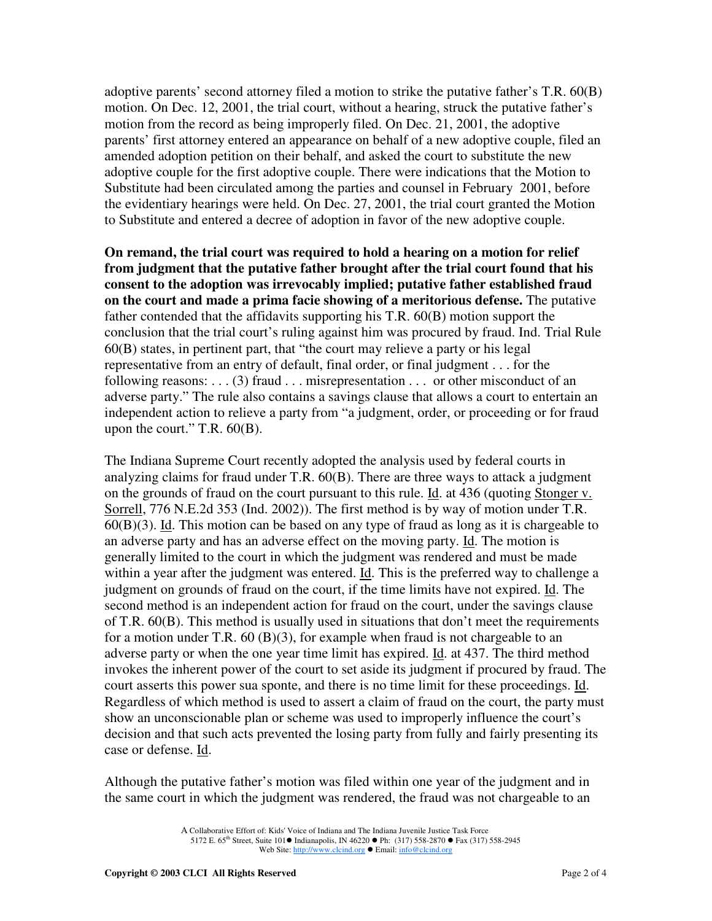adoptive parents' second attorney filed a motion to strike the putative father's T.R. 60(B) motion. On Dec. 12, 2001, the trial court, without a hearing, struck the putative father's motion from the record as being improperly filed. On Dec. 21, 2001, the adoptive parents' first attorney entered an appearance on behalf of a new adoptive couple, filed an amended adoption petition on their behalf, and asked the court to substitute the new adoptive couple for the first adoptive couple. There were indications that the Motion to Substitute had been circulated among the parties and counsel in February 2001, before the evidentiary hearings were held. On Dec. 27, 2001, the trial court granted the Motion to Substitute and entered a decree of adoption in favor of the new adoptive couple.

**On remand, the trial court was required to hold a hearing on a motion for relief from judgment that the putative father brought after the trial court found that his consent to the adoption was irrevocably implied; putative father established fraud on the court and made a prima facie showing of a meritorious defense.** The putative father contended that the affidavits supporting his T.R. 60(B) motion support the conclusion that the trial court's ruling against him was procured by fraud. Ind. Trial Rule 60(B) states, in pertinent part, that "the court may relieve a party or his legal representative from an entry of default, final order, or final judgment . . . for the following reasons: . . . (3) fraud . . . misrepresentation . . . or other misconduct of an adverse party." The rule also contains a savings clause that allows a court to entertain an independent action to relieve a party from "a judgment, order, or proceeding or for fraud upon the court." T.R. 60(B).

The Indiana Supreme Court recently adopted the analysis used by federal courts in analyzing claims for fraud under T.R. 60(B). There are three ways to attack a judgment on the grounds of fraud on the court pursuant to this rule. Id. at 436 (quoting Stonger v. Sorrell, 776 N.E.2d 353 (Ind. 2002)). The first method is by way of motion under T.R. 60(B)(3). Id. This motion can be based on any type of fraud as long as it is chargeable to an adverse party and has an adverse effect on the moving party. Id. The motion is generally limited to the court in which the judgment was rendered and must be made within a year after the judgment was entered. Id. This is the preferred way to challenge a judgment on grounds of fraud on the court, if the time limits have not expired. Id. The second method is an independent action for fraud on the court, under the savings clause of T.R. 60(B). This method is usually used in situations that don't meet the requirements for a motion under T.R. 60 (B)(3), for example when fraud is not chargeable to an adverse party or when the one year time limit has expired. Id. at 437. The third method invokes the inherent power of the court to set aside its judgment if procured by fraud. The court asserts this power sua sponte, and there is no time limit for these proceedings. Id. Regardless of which method is used to assert a claim of fraud on the court, the party must show an unconscionable plan or scheme was used to improperly influence the court's decision and that such acts prevented the losing party from fully and fairly presenting its case or defense. Id.

Although the putative father's motion was filed within one year of the judgment and in the same court in which the judgment was rendered, the fraud was not chargeable to an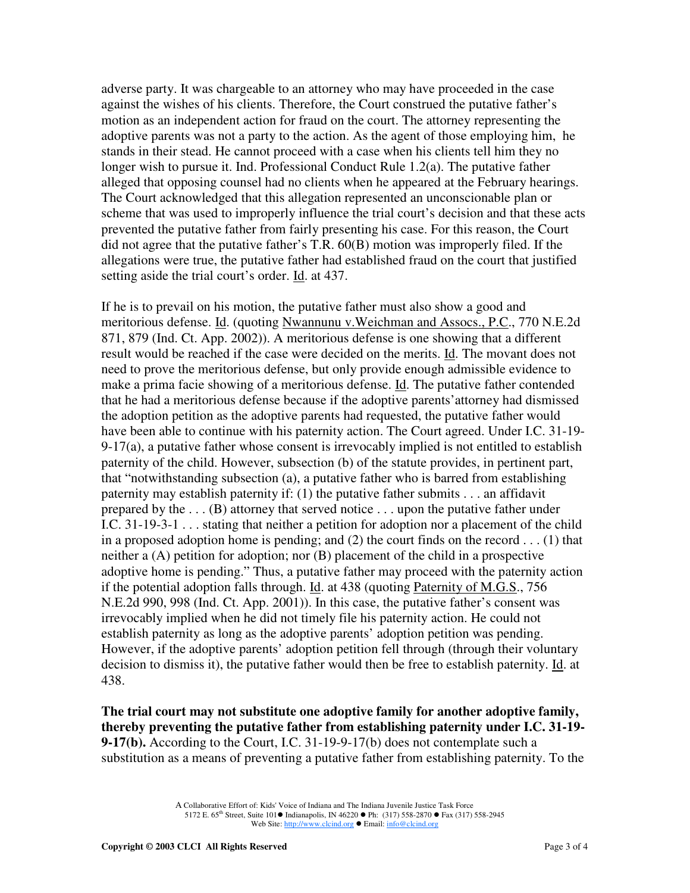adverse party. It was chargeable to an attorney who may have proceeded in the case against the wishes of his clients. Therefore, the Court construed the putative father's motion as an independent action for fraud on the court. The attorney representing the adoptive parents was not a party to the action. As the agent of those employing him, he stands in their stead. He cannot proceed with a case when his clients tell him they no longer wish to pursue it. Ind. Professional Conduct Rule 1.2(a). The putative father alleged that opposing counsel had no clients when he appeared at the February hearings. The Court acknowledged that this allegation represented an unconscionable plan or scheme that was used to improperly influence the trial court's decision and that these acts prevented the putative father from fairly presenting his case. For this reason, the Court did not agree that the putative father's T.R. 60(B) motion was improperly filed. If the allegations were true, the putative father had established fraud on the court that justified setting aside the trial court's order. Id. at 437.

If he is to prevail on his motion, the putative father must also show a good and meritorious defense. Id. (quoting Nwannunu v.Weichman and Assocs., P.C., 770 N.E.2d 871, 879 (Ind. Ct. App. 2002)). A meritorious defense is one showing that a different result would be reached if the case were decided on the merits. Id. The movant does not need to prove the meritorious defense, but only provide enough admissible evidence to make a prima facie showing of a meritorious defense. Id. The putative father contended that he had a meritorious defense because if the adoptive parents'attorney had dismissed the adoption petition as the adoptive parents had requested, the putative father would have been able to continue with his paternity action. The Court agreed. Under I.C. 31-19-9-17(a), a putative father whose consent is irrevocably implied is not entitled to establish paternity of the child. However, subsection (b) of the statute provides, in pertinent part, that "notwithstanding subsection (a), a putative father who is barred from establishing paternity may establish paternity if: (1) the putative father submits . . . an affidavit prepared by the . . . (B) attorney that served notice . . . upon the putative father under I.C. 31-19-3-1 . . . stating that neither a petition for adoption nor a placement of the child in a proposed adoption home is pending; and (2) the court finds on the record . . . (1) that neither a (A) petition for adoption; nor (B) placement of the child in a prospective adoptive home is pending." Thus, a putative father may proceed with the paternity action if the potential adoption falls through. Id. at 438 (quoting Paternity of M.G.S., 756 N.E.2d 990, 998 (Ind. Ct. App. 2001)). In this case, the putative father's consent was irrevocably implied when he did not timely file his paternity action. He could not establish paternity as long as the adoptive parents' adoption petition was pending. However, if the adoptive parents' adoption petition fell through (through their voluntary decision to dismiss it), the putative father would then be free to establish paternity. Id. at 438.

**The trial court may not substitute one adoptive family for another adoptive family, thereby preventing the putative father from establishing paternity under I.C. 31-19-9-17(b).** According to the Court, I.C. 31-19-9-17(b) does not contemplate such a substitution as a means of preventing a putative father from establishing paternity. To the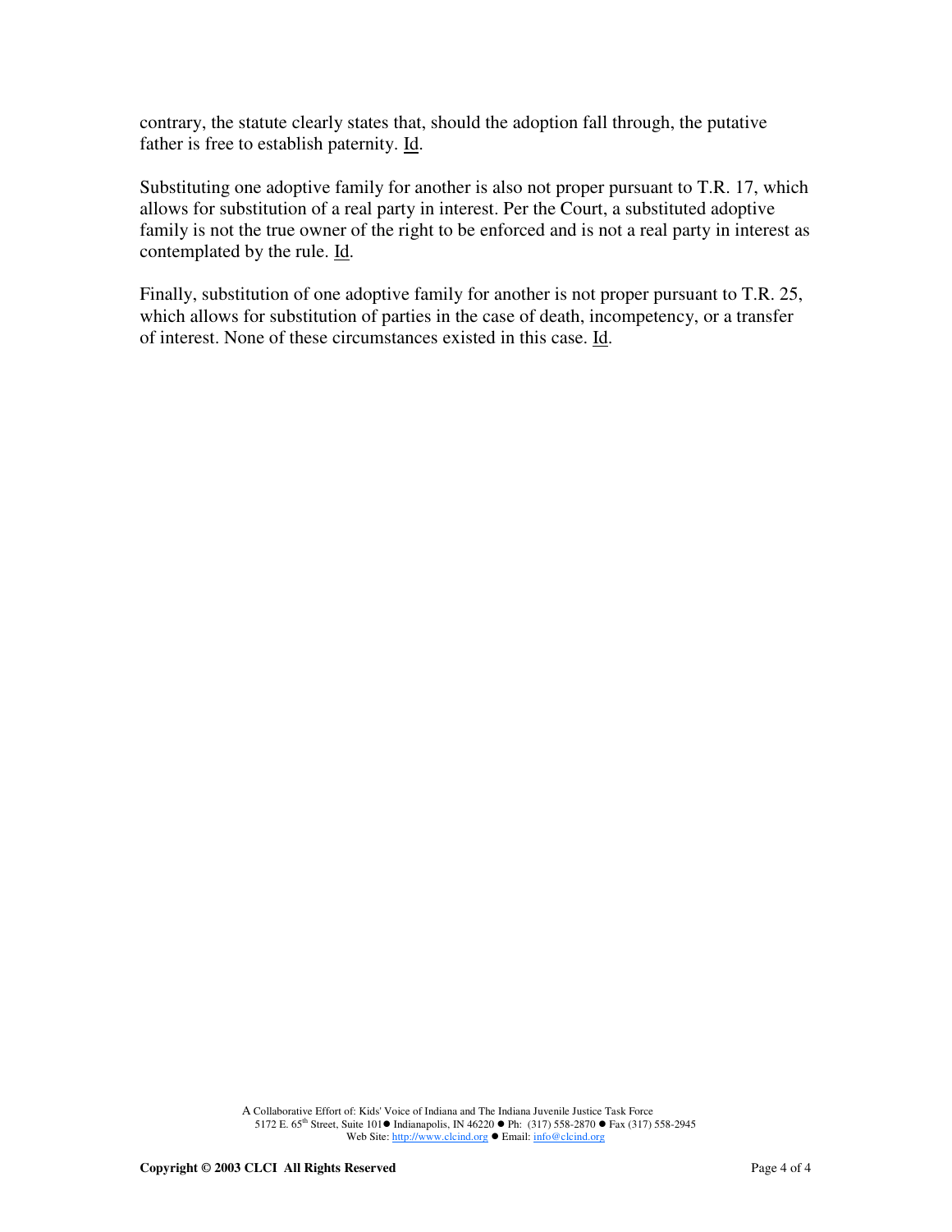contrary, the statute clearly states that, should the adoption fall through, the putative father is free to establish paternity. Id.

Substituting one adoptive family for another is also not proper pursuant to T.R. 17, which allows for substitution of a real party in interest. Per the Court, a substituted adoptive family is not the true owner of the right to be enforced and is not a real party in interest as contemplated by the rule. Id.

Finally, substitution of one adoptive family for another is not proper pursuant to T.R. 25, which allows for substitution of parties in the case of death, incompetency, or a transfer of interest. None of these circumstances existed in this case. Id.